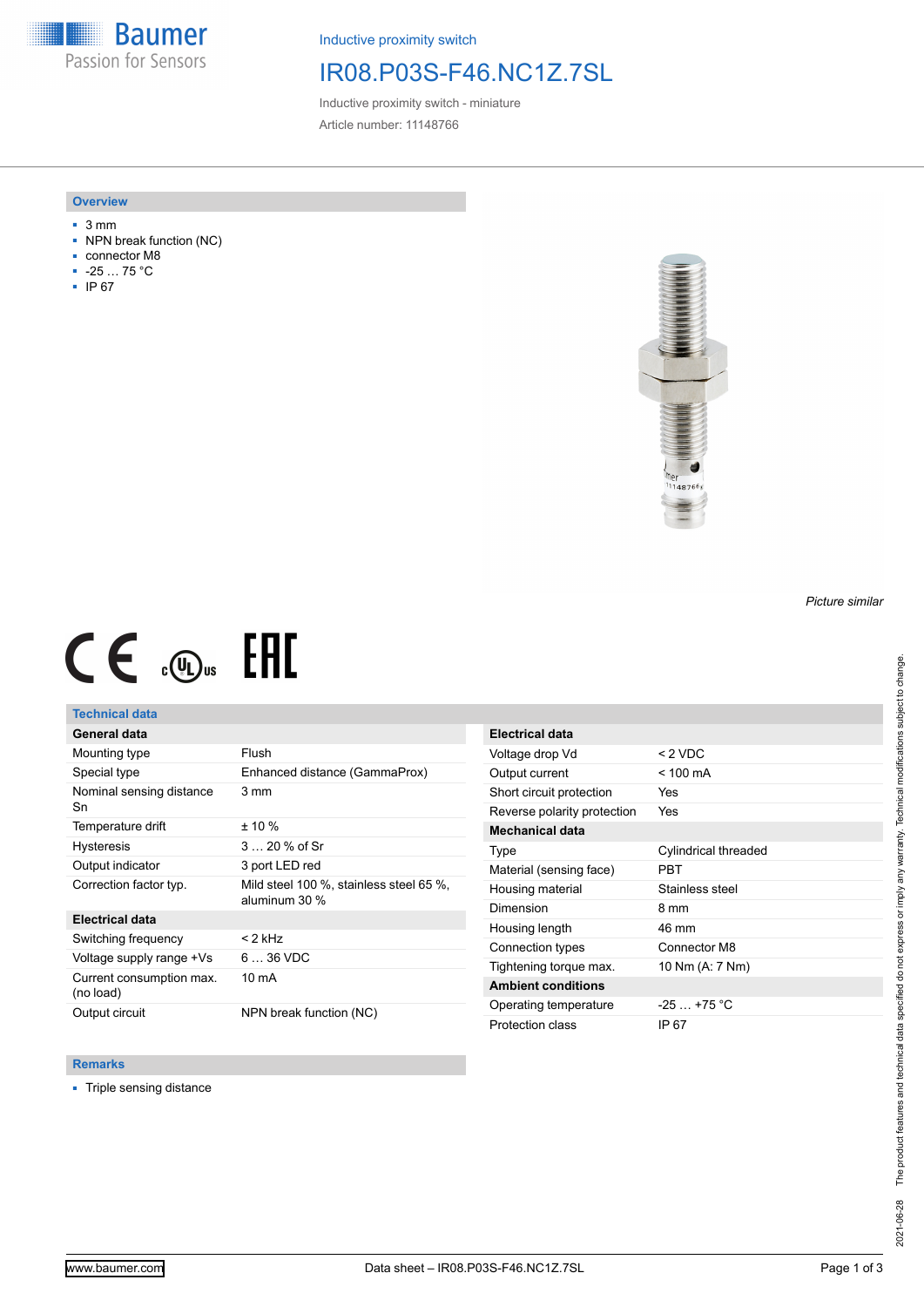Baumer
Passion for Sensors

Inductive proximity switch

# IR08.P03S-F46.NC1Z.7SL

Inductive proximity switch - miniature

Article number: 11148766

## Overview

- 3 mm
- NPN break function (NC)
- connector M8
- -25 … 75 °C
- IP 67

*Picture similar*

## Technical data

| General data | |
|---|---|
| Mounting type | Flush |
| Special type | Enhanced distance (GammaProx) |
| Nominal sensing distance Sn | 3 mm |
| Temperature drift | ± 10 % |
| Hysteresis | 3 … 20 % of Sr |
| Output indicator | 3 port LED red |
| Correction factor typ. | Mild steel 100 %, stainless steel 65 %, aluminum 30 % |
| **Electrical data** | |
| Switching frequency | < 2 kHz |
| Voltage supply range +Vs | 6 … 36 VDC |
| Current consumption max. (no load) | 10 mA |
| Output circuit | NPN break function (NC) |

| Electrical data | |
|---|---|
| Voltage drop Vd | < 2 VDC |
| Output current | < 100 mA |
| Short circuit protection | Yes |
| Reverse polarity protection | Yes |
| **Mechanical data** | |
| Type | Cylindrical threaded |
| Material (sensing face) | PBT |
| Housing material | Stainless steel |
| Dimension | 8 mm |
| Housing length | 46 mm |
| Connection types | Connector M8 |
| Tightening torque max. | 10 Nm (A: 7 Nm) |
| **Ambient conditions** | |
| Operating temperature | -25 … +75 °C |
| Protection class | IP 67 |

## Remarks

- Triple sensing distance

2021-06-28 The product features and technical data specified do not express or imply any warranty. Technical modifications subject to change.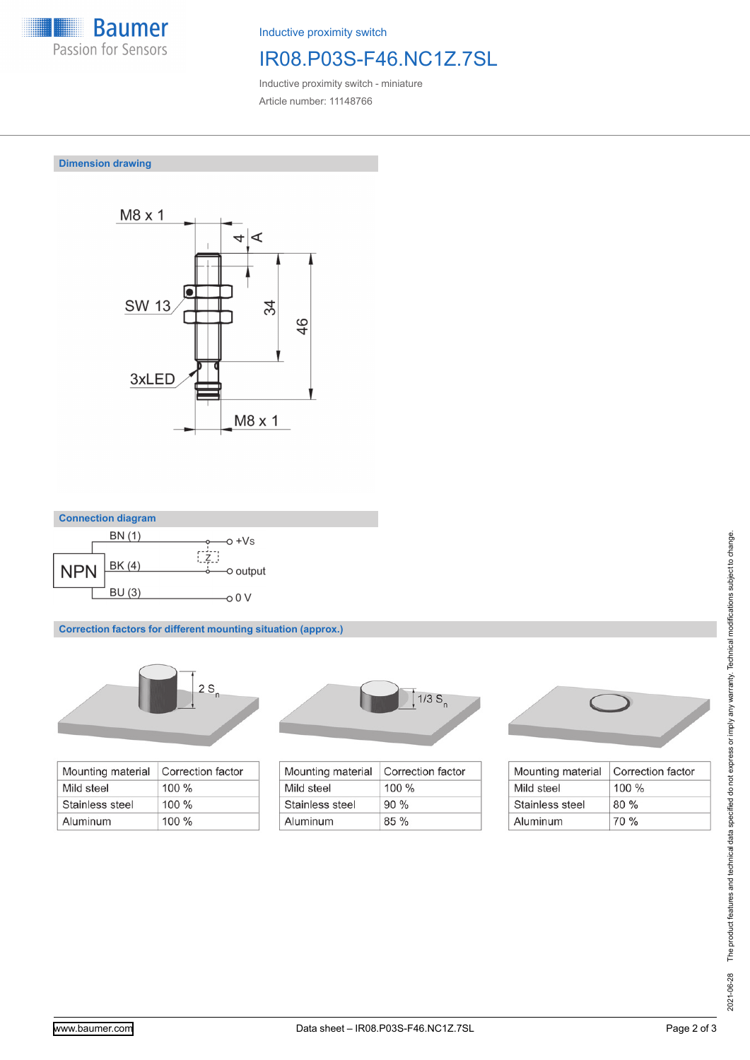Inductive proximity switch

# IR08.P03S-F46.NC1Z.7SL

Inductive proximity switch - miniature

Article number: 11148766

## Dimension drawing

M8 x 1

4

A

SW 13

34

46

3xLED

M8 x 1

## Connection diagram

NPN

BN (1)

+Vs

BK (4)

Z

output

BU (3)

0 V

## Correction factors for different mounting situation (approx.)

2 $S_n$

| Mounting material | Correction factor |
|---|---|
| Mild steel | 100 % |
| Stainless steel | 100 % |
| Aluminum | 100 % |

1/3 $S_n$

| Mounting material | Correction factor |
|---|---|
| Mild steel | 100 % |
| Stainless steel | 90 % |
| Aluminum | 85 % |

| Mounting material | Correction factor |
|---|---|
| Mild steel | 100 % |
| Stainless steel | 80 % |
| Aluminum | 70 % |

2021-06-28 The product features and technical data specified do not express or imply any warranty. Technical modifications subject to change.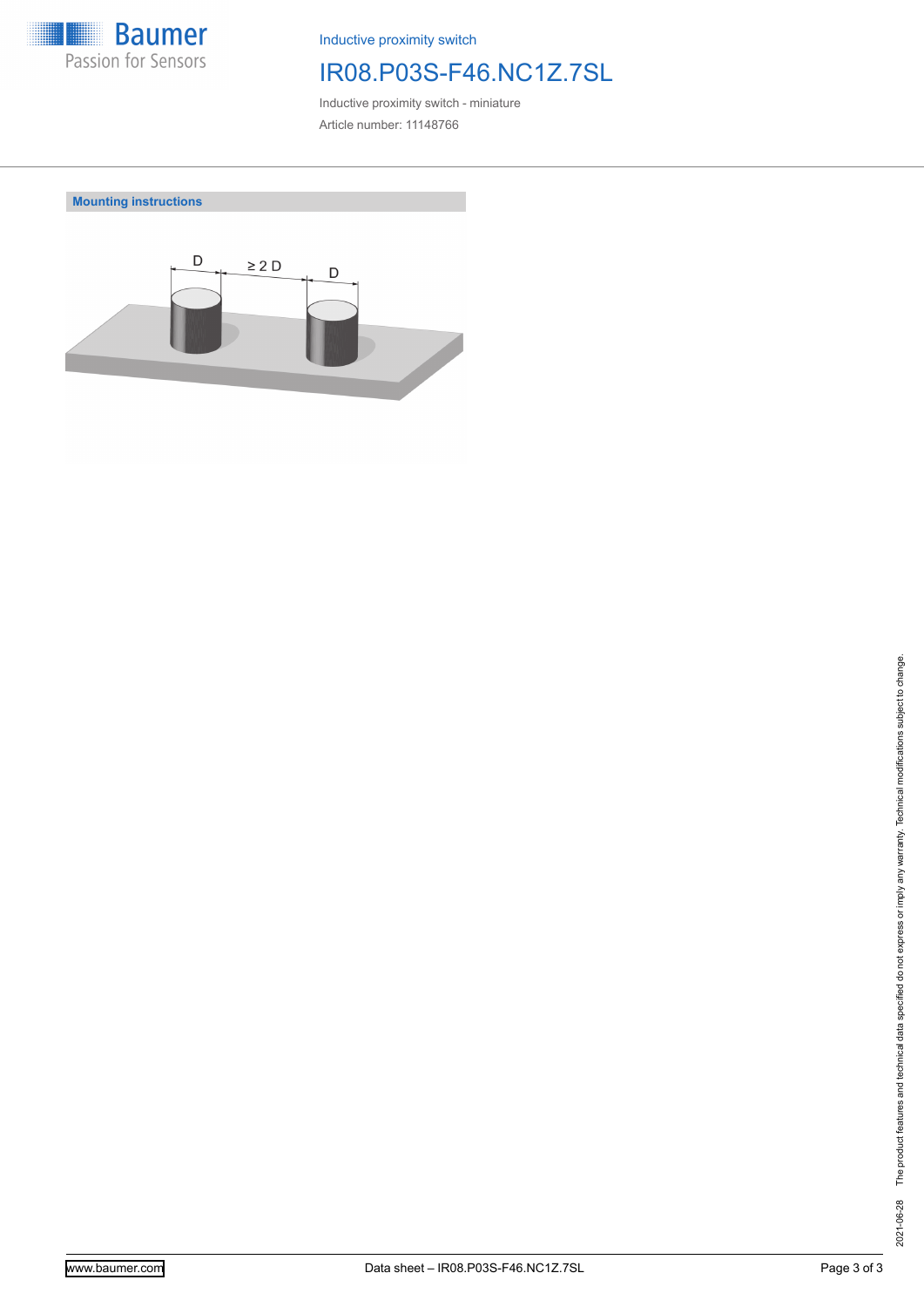Inductive proximity switch

# IR08.P03S-F46.NC1Z.7SL

Inductive proximity switch - miniature

Article number: 11148766

## Mounting instructions

D

≥ 2 D

D